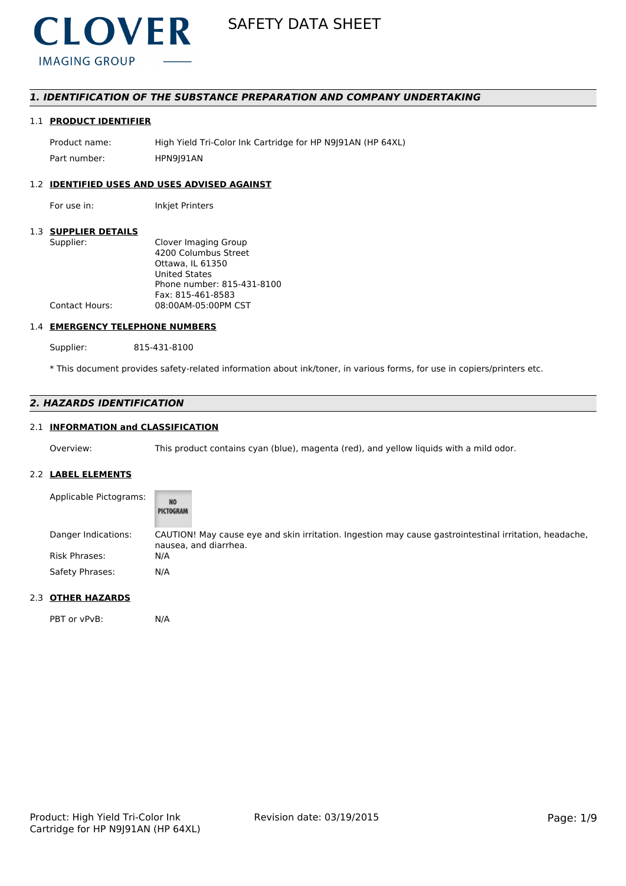CLOVER
IMAGING GROUP

# SAFETY DATA SHEET

## 1. IDENTIFICATION OF THE SUBSTANCE PREPARATION AND COMPANY UNDERTAKING

### 1.1 PRODUCT IDENTIFIER

Product name: High Yield Tri-Color Ink Cartridge for HP N9J91AN (HP 64XL)

Part number: HPN9J91AN

### 1.2 IDENTIFIED USES AND USES ADVISED AGAINST

For use in: Inkjet Printers

### 1.3 SUPPLIER DETAILS

Supplier: Clover Imaging Group
4200 Columbus Street
Ottawa, IL 61350
United States
Phone number: 815-431-8100
Fax: 815-461-8583

Contact Hours: 08:00AM-05:00PM CST

### 1.4 EMERGENCY TELEPHONE NUMBERS

Supplier: 815-431-8100

* This document provides safety-related information about ink/toner, in various forms, for use in copiers/printers etc.

## 2. HAZARDS IDENTIFICATION

### 2.1 INFORMATION and CLASSIFICATION

Overview: This product contains cyan (blue), magenta (red), and yellow liquids with a mild odor.

### 2.2 LABEL ELEMENTS

Applicable Pictograms: NO PICTOGRAM

Danger Indications: CAUTION! May cause eye and skin irritation. Ingestion may cause gastrointestinal irritation, headache, nausea, and diarrhea.

Risk Phrases: N/A

Safety Phrases: N/A

### 2.3 OTHER HAZARDS

PBT or vPvB: N/A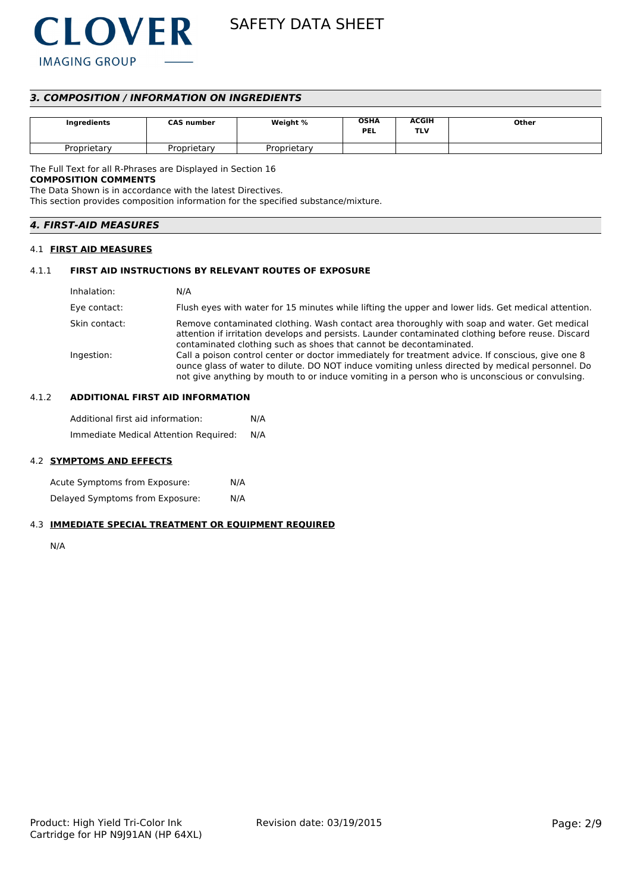## *3. COMPOSITION / INFORMATION ON INGREDIENTS*

| Ingredients | CAS number | Weight % | OSHA PEL | ACGIH TLV | Other |
|---|---|---|---|---|---|
| Proprietary | Proprietary | Proprietary | | | |

The Full Text for all R-Phrases are Displayed in Section 16

**COMPOSITION COMMENTS**

The Data Shown is in accordance with the latest Directives.

This section provides composition information for the specified substance/mixture.

## *4. FIRST-AID MEASURES*

### 4.1 FIRST AID MEASURES

#### 4.1.1 FIRST AID INSTRUCTIONS BY RELEVANT ROUTES OF EXPOSURE

Inhalation: N/A

Eye contact: Flush eyes with water for 15 minutes while lifting the upper and lower lids. Get medical attention.

Skin contact: Remove contaminated clothing. Wash contact area thoroughly with soap and water. Get medical attention if irritation develops and persists. Launder contaminated clothing before reuse. Discard contaminated clothing such as shoes that cannot be decontaminated.

Ingestion: Call a poison control center or doctor immediately for treatment advice. If conscious, give one 8 ounce glass of water to dilute. DO NOT induce vomiting unless directed by medical personnel. Do not give anything by mouth to or induce vomiting in a person who is unconscious or convulsing.

#### 4.1.2 ADDITIONAL FIRST AID INFORMATION

Additional first aid information: N/A

Immediate Medical Attention Required: N/A

### 4.2 SYMPTOMS AND EFFECTS

Acute Symptoms from Exposure: N/A

Delayed Symptoms from Exposure: N/A

### 4.3 IMMEDIATE SPECIAL TREATMENT OR EQUIPMENT REQUIRED

N/A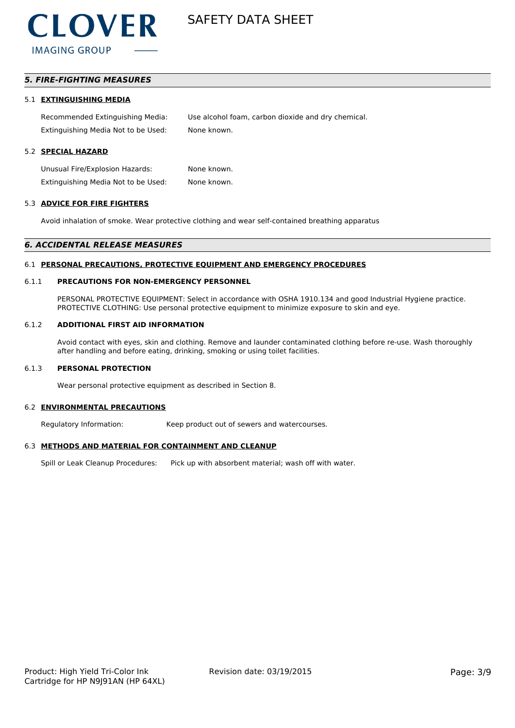## *5. FIRE-FIGHTING MEASURES*

### 5.1 EXTINGUISHING MEDIA

| | |
|---|---|
| Recommended Extinguishing Media: | Use alcohol foam, carbon dioxide and dry chemical. |
| Extinguishing Media Not to be Used: | None known. |

### 5.2 SPECIAL HAZARD

| | |
|---|---|
| Unusual Fire/Explosion Hazards: | None known. |
| Extinguishing Media Not to be Used: | None known. |

### 5.3 ADVICE FOR FIRE FIGHTERS

Avoid inhalation of smoke. Wear protective clothing and wear self-contained breathing apparatus

## *6. ACCIDENTAL RELEASE MEASURES*

### 6.1 PERSONAL PRECAUTIONS, PROTECTIVE EQUIPMENT AND EMERGENCY PROCEDURES

#### 6.1.1 PRECAUTIONS FOR NON-EMERGENCY PERSONNEL

PERSONAL PROTECTIVE EQUIPMENT: Select in accordance with OSHA 1910.134 and good Industrial Hygiene practice. PROTECTIVE CLOTHING: Use personal protective equipment to minimize exposure to skin and eye.

#### 6.1.2 ADDITIONAL FIRST AID INFORMATION

Avoid contact with eyes, skin and clothing. Remove and launder contaminated clothing before re-use. Wash thoroughly after handling and before eating, drinking, smoking or using toilet facilities.

#### 6.1.3 PERSONAL PROTECTION

Wear personal protective equipment as described in Section 8.

### 6.2 ENVIRONMENTAL PRECAUTIONS

| | |
|---|---|
| Regulatory Information: | Keep product out of sewers and watercourses. |

### 6.3 METHODS AND MATERIAL FOR CONTAINMENT AND CLEANUP

| | |
|---|---|
| Spill or Leak Cleanup Procedures: | Pick up with absorbent material; wash off with water. |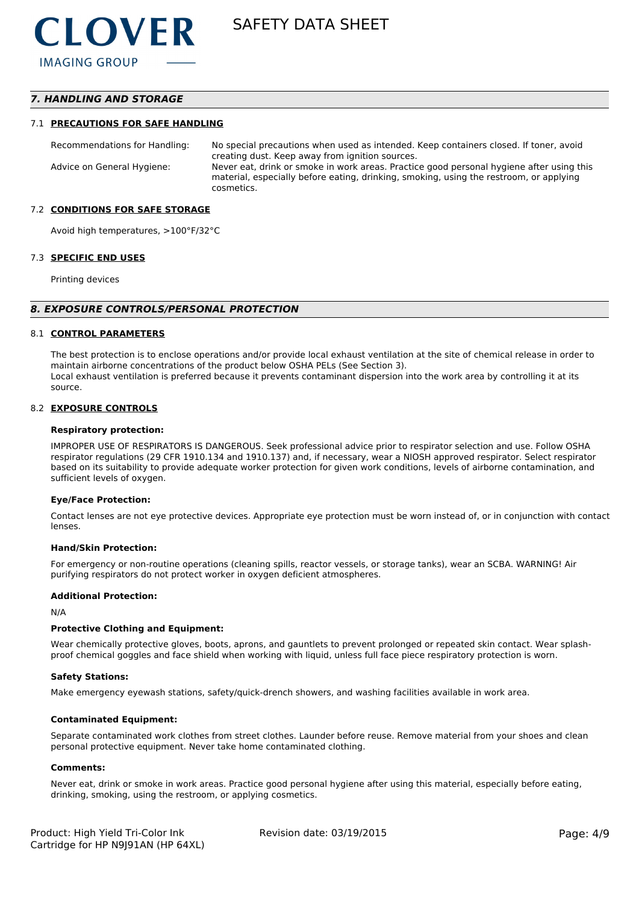## 7. HANDLING AND STORAGE

### 7.1 PRECAUTIONS FOR SAFE HANDLING

| | |
|---|---|
| Recommendations for Handling: | No special precautions when used as intended. Keep containers closed. If toner, avoid creating dust. Keep away from ignition sources. |
| Advice on General Hygiene: | Never eat, drink or smoke in work areas. Practice good personal hygiene after using this material, especially before eating, drinking, smoking, using the restroom, or applying cosmetics. |

### 7.2 CONDITIONS FOR SAFE STORAGE

Avoid high temperatures, >100°F/32°C

### 7.3 SPECIFIC END USES

Printing devices

## 8. EXPOSURE CONTROLS/PERSONAL PROTECTION

### 8.1 CONTROL PARAMETERS

The best protection is to enclose operations and/or provide local exhaust ventilation at the site of chemical release in order to maintain airborne concentrations of the product below OSHA PELs (See Section 3).
Local exhaust ventilation is preferred because it prevents contaminant dispersion into the work area by controlling it at its source.

### 8.2 EXPOSURE CONTROLS

**Respiratory protection:**

IMPROPER USE OF RESPIRATORS IS DANGEROUS. Seek professional advice prior to respirator selection and use. Follow OSHA respirator regulations (29 CFR 1910.134 and 1910.137) and, if necessary, wear a NIOSH approved respirator. Select respirator based on its suitability to provide adequate worker protection for given work conditions, levels of airborne contamination, and sufficient levels of oxygen.

**Eye/Face Protection:**

Contact lenses are not eye protective devices. Appropriate eye protection must be worn instead of, or in conjunction with contact lenses.

**Hand/Skin Protection:**

For emergency or non-routine operations (cleaning spills, reactor vessels, or storage tanks), wear an SCBA. WARNING! Air purifying respirators do not protect worker in oxygen deficient atmospheres.

**Additional Protection:**

N/A

**Protective Clothing and Equipment:**

Wear chemically protective gloves, boots, aprons, and gauntlets to prevent prolonged or repeated skin contact. Wear splash-proof chemical goggles and face shield when working with liquid, unless full face piece respiratory protection is worn.

**Safety Stations:**

Make emergency eyewash stations, safety/quick-drench showers, and washing facilities available in work area.

**Contaminated Equipment:**

Separate contaminated work clothes from street clothes. Launder before reuse. Remove material from your shoes and clean personal protective equipment. Never take home contaminated clothing.

**Comments:**

Never eat, drink or smoke in work areas. Practice good personal hygiene after using this material, especially before eating, drinking, smoking, using the restroom, or applying cosmetics.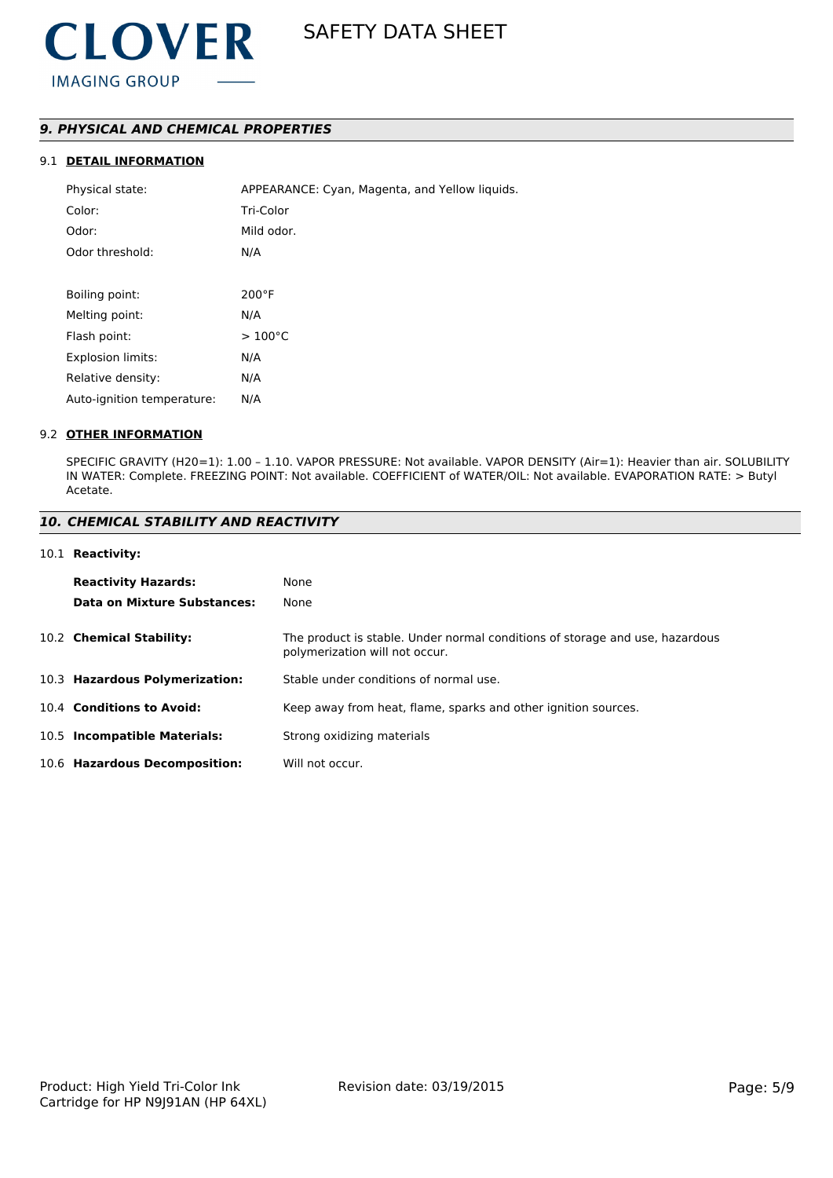## 9. PHYSICAL AND CHEMICAL PROPERTIES

### 9.1 DETAIL INFORMATION

| | |
|---|---|
| Physical state: | APPEARANCE: Cyan, Magenta, and Yellow liquids. |
| Color: | Tri-Color |
| Odor: | Mild odor. |
| Odor threshold: | N/A |
| Boiling point: | 200°F |
| Melting point: | N/A |
| Flash point: | > 100°C |
| Explosion limits: | N/A |
| Relative density: | N/A |
| Auto-ignition temperature: | N/A |

### 9.2 OTHER INFORMATION

SPECIFIC GRAVITY (H20=1): 1.00 – 1.10. VAPOR PRESSURE: Not available. VAPOR DENSITY (Air=1): Heavier than air. SOLUBILITY IN WATER: Complete. FREEZING POINT: Not available. COEFFICIENT of WATER/OIL: Not available. EVAPORATION RATE: > Butyl Acetate.

## 10. CHEMICAL STABILITY AND REACTIVITY

### 10.1 Reactivity:

| | |
|---|---|
| **Reactivity Hazards:** | None |
| **Data on Mixture Substances:** | None |

| | |
|---|---|
| 10.2 **Chemical Stability:** | The product is stable. Under normal conditions of storage and use, hazardous polymerization will not occur. |
| 10.3 **Hazardous Polymerization:** | Stable under conditions of normal use. |
| 10.4 **Conditions to Avoid:** | Keep away from heat, flame, sparks and other ignition sources. |
| 10.5 **Incompatible Materials:** | Strong oxidizing materials |
| 10.6 **Hazardous Decomposition:** | Will not occur. |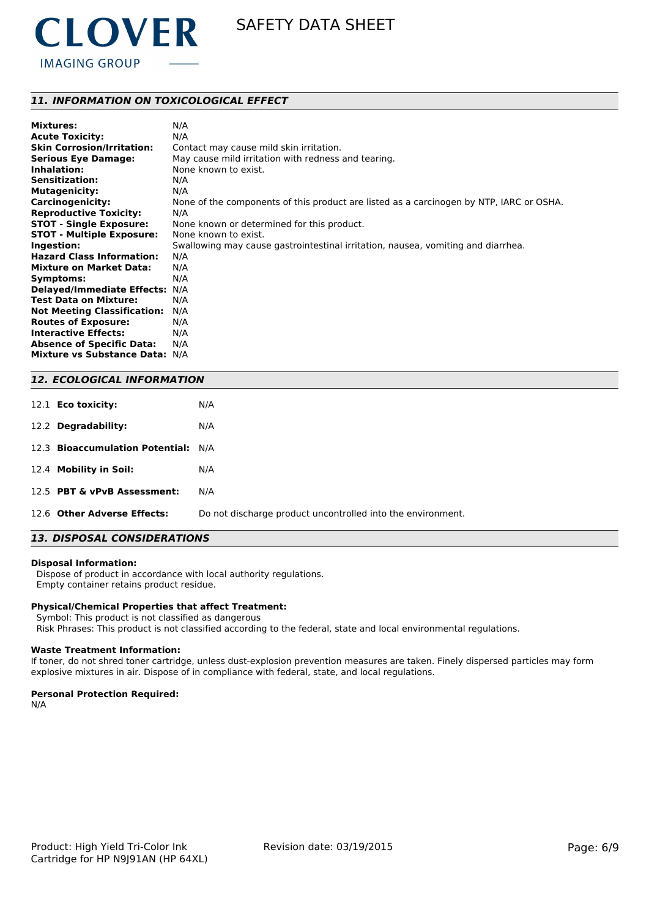## 11. INFORMATION ON TOXICOLOGICAL EFFECT

| | |
|---|---|
| **Mixtures:** | N/A |
| **Acute Toxicity:** | N/A |
| **Skin Corrosion/Irritation:** | Contact may cause mild skin irritation. |
| **Serious Eye Damage:** | May cause mild irritation with redness and tearing. |
| **Inhalation:** | None known to exist. |
| **Sensitization:** | N/A |
| **Mutagenicity:** | N/A |
| **Carcinogenicity:** | None of the components of this product are listed as a carcinogen by NTP, IARC or OSHA. |
| **Reproductive Toxicity:** | N/A |
| **STOT - Single Exposure:** | None known or determined for this product. |
| **STOT - Multiple Exposure:** | None known to exist. |
| **Ingestion:** | Swallowing may cause gastrointestinal irritation, nausea, vomiting and diarrhea. |
| **Hazard Class Information:** | N/A |
| **Mixture on Market Data:** | N/A |
| **Symptoms:** | N/A |
| **Delayed/Immediate Effects:** | N/A |
| **Test Data on Mixture:** | N/A |
| **Not Meeting Classification:** | N/A |
| **Routes of Exposure:** | N/A |
| **Interactive Effects:** | N/A |
| **Absence of Specific Data:** | N/A |
| **Mixture vs Substance Data:** | N/A |

## 12. ECOLOGICAL INFORMATION

| | |
|---|---|
| 12.1 **Eco toxicity:** | N/A |
| 12.2 **Degradability:** | N/A |
| 12.3 **Bioaccumulation Potential:** | N/A |
| 12.4 **Mobility in Soil:** | N/A |
| 12.5 **PBT & vPvB Assessment:** | N/A |
| 12.6 **Other Adverse Effects:** | Do not discharge product uncontrolled into the environment. |

## 13. DISPOSAL CONSIDERATIONS

**Disposal Information:**

Dispose of product in accordance with local authority regulations.
Empty container retains product residue.

**Physical/Chemical Properties that affect Treatment:**

Symbol: This product is not classified as dangerous
Risk Phrases: This product is not classified according to the federal, state and local environmental regulations.

**Waste Treatment Information:**

If toner, do not shred toner cartridge, unless dust-explosion prevention measures are taken. Finely dispersed particles may form explosive mixtures in air. Dispose of in compliance with federal, state, and local regulations.

**Personal Protection Required:**

N/A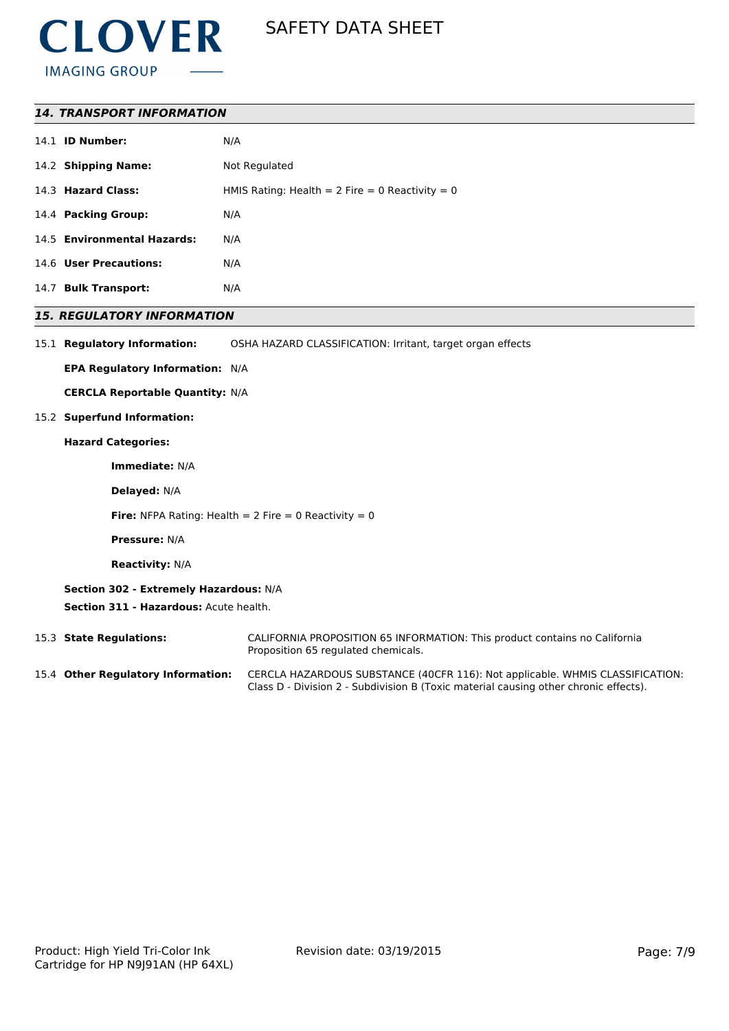## 14. TRANSPORT INFORMATION

| | |
|---|---|
| 14.1 **ID Number:** | N/A |
| 14.2 **Shipping Name:** | Not Regulated |
| 14.3 **Hazard Class:** | HMIS Rating: Health = 2 Fire = 0 Reactivity = 0 |
| 14.4 **Packing Group:** | N/A |
| 14.5 **Environmental Hazards:** | N/A |
| 14.6 **User Precautions:** | N/A |
| 14.7 **Bulk Transport:** | N/A |

## 15. REGULATORY INFORMATION

15.1 **Regulatory Information:** OSHA HAZARD CLASSIFICATION: Irritant, target organ effects

**EPA Regulatory Information:** N/A

**CERCLA Reportable Quantity:** N/A

15.2 **Superfund Information:**

**Hazard Categories:**

**Immediate:** N/A

**Delayed:** N/A

**Fire:** NFPA Rating: Health = 2 Fire = 0 Reactivity = 0

**Pressure:** N/A

**Reactivity:** N/A

**Section 302 - Extremely Hazardous:** N/A

**Section 311 - Hazardous:** Acute health.

15.3 **State Regulations:** CALIFORNIA PROPOSITION 65 INFORMATION: This product contains no California Proposition 65 regulated chemicals.

15.4 **Other Regulatory Information:** CERCLA HAZARDOUS SUBSTANCE (40CFR 116): Not applicable. WHMIS CLASSIFICATION: Class D - Division 2 - Subdivision B (Toxic material causing other chronic effects).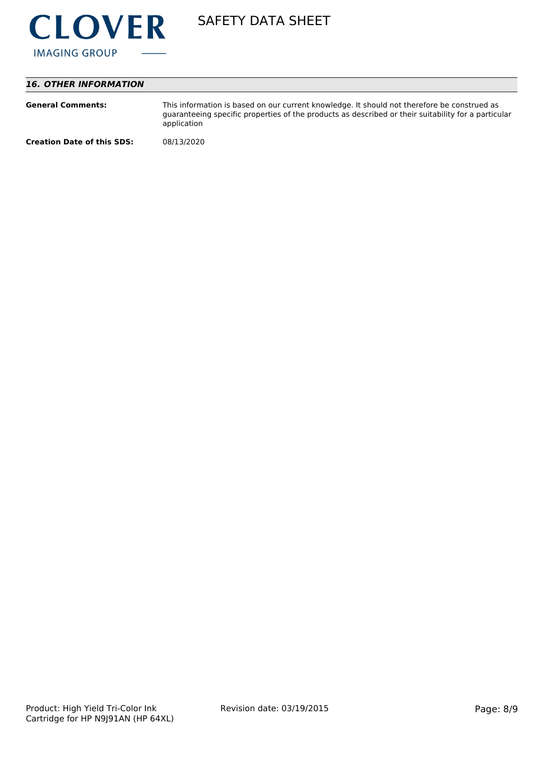## *16. OTHER INFORMATION*

**General Comments:** This information is based on our current knowledge. It should not therefore be construed as guaranteeing specific properties of the products as described or their suitability for a particular application

**Creation Date of this SDS:** 08/13/2020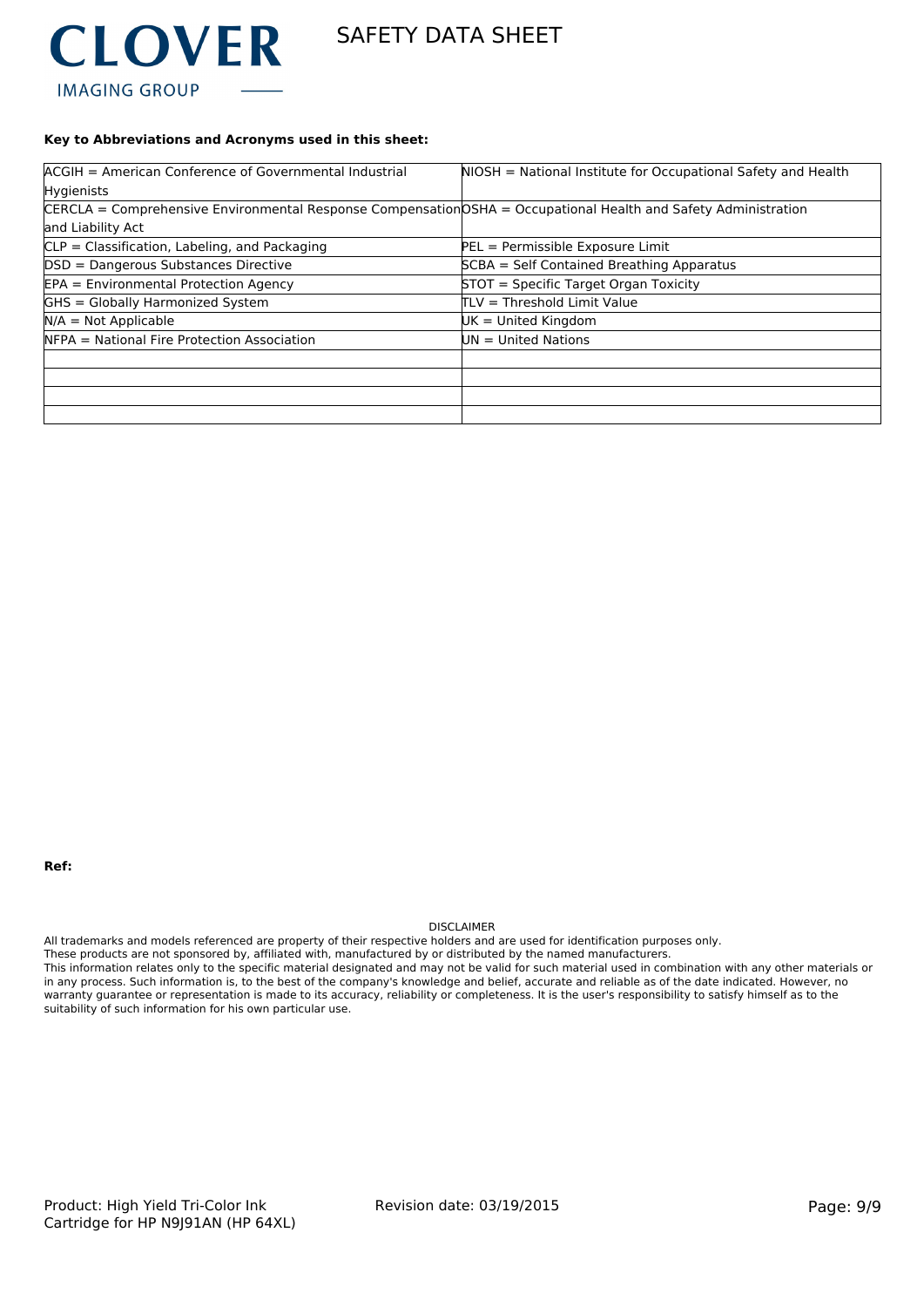**Key to Abbreviations and Acronyms used in this sheet:**

| | |
|---|---|
| ACGIH = American Conference of Governmental Industrial Hygienists | NIOSH = National Institute for Occupational Safety and Health |
| CERCLA = Comprehensive Environmental Response Compensation and Liability Act | OSHA = Occupational Health and Safety Administration |
| CLP = Classification, Labeling, and Packaging | PEL = Permissible Exposure Limit |
| DSD = Dangerous Substances Directive | SCBA = Self Contained Breathing Apparatus |
| EPA = Environmental Protection Agency | STOT = Specific Target Organ Toxicity |
| GHS = Globally Harmonized System | TLV = Threshold Limit Value |
| N/A = Not Applicable | UK = United Kingdom |
| NFPA = National Fire Protection Association | UN = United Nations |
| | |
| | |
| | |
| | |

**Ref:**

DISCLAIMER

All trademarks and models referenced are property of their respective holders and are used for identification purposes only.
These products are not sponsored by, affiliated with, manufactured by or distributed by the named manufacturers.
This information relates only to the specific material designated and may not be valid for such material used in combination with any other materials or in any process. Such information is, to the best of the company's knowledge and belief, accurate and reliable as of the date indicated. However, no warranty guarantee or representation is made to its accuracy, reliability or completeness. It is the user's responsibility to satisfy himself as to the suitability of such information for his own particular use.

Product: High Yield Tri-Color Ink Cartridge for HP N9J91AN (HP 64XL)

Revision date: 03/19/2015